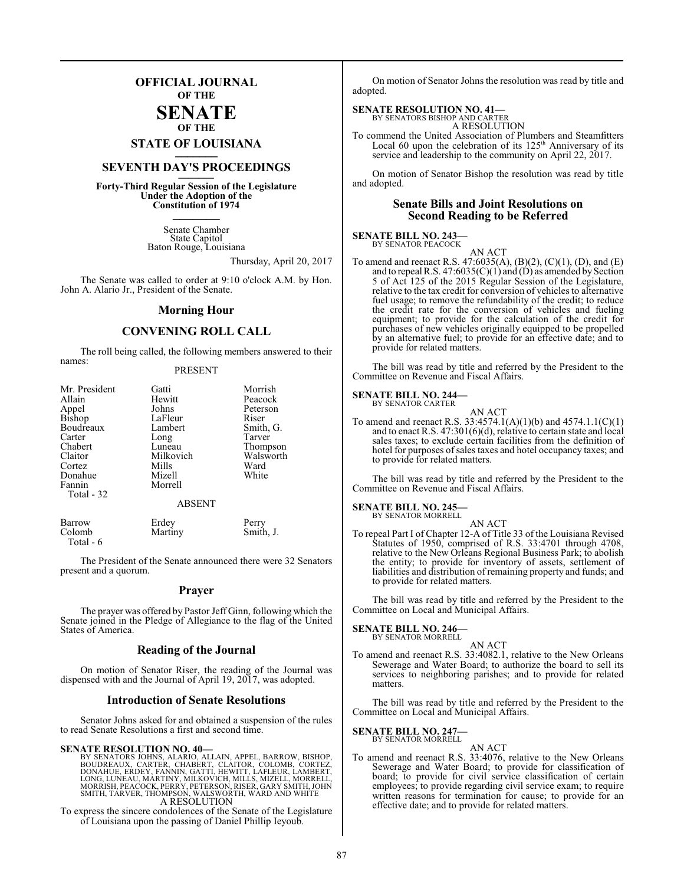# OFFICIAL JOURNAL OF THE SENATE OF THE STATE OF LOUISIANA

## SEVENTH DAY'S PROCEEDINGS

**Forty-Third Regular Session of the Legislature Under the Adoption of the Constitution of 1974**

Senate Chamber
State Capitol
Baton Rouge, Louisiana

Thursday, April 20, 2017

The Senate was called to order at 9:10 o'clock A.M. by Hon. John A. Alario Jr., President of the Senate.

## Morning Hour

## CONVENING ROLL CALL

The roll being called, the following members answered to their names:

PRESENT

| | | |
|---|---|---|
| Mr. President | Gatti | Morrish |
| Allain | Hewitt | Peacock |
| Appel | Johns | Peterson |
| Bishop | LaFleur | Riser |
| Boudreaux | Lambert | Smith, G. |
| Carter | Long | Tarver |
| Chabert | Luneau | Thompson |
| Claitor | Milkovich | Walsworth |
| Cortez | Mills | Ward |
| Donahue | Mizell | White |
| Fannin | Morrell | |
| Total - 32 | | |

ABSENT

| | | |
|---|---|---|
| Barrow | Erdey | Perry |
| Colomb | Martiny | Smith, J. |
| Total - 6 | | |

The President of the Senate announced there were 32 Senators present and a quorum.

## Prayer

The prayer was offered by Pastor Jeff Ginn, following which the Senate joined in the Pledge of Allegiance to the flag of the United States of America.

## Reading of the Journal

On motion of Senator Riser, the reading of the Journal was dispensed with and the Journal of April 19, 2017, was adopted.

## Introduction of Senate Resolutions

Senator Johns asked for and obtained a suspension of the rules to read Senate Resolutions a first and second time.

**SENATE RESOLUTION NO. 40—**
BY SENATORS JOHNS, ALARIO, ALLAIN, APPEL, BARROW, BISHOP, BOUDREAUX, CARTER, CHABERT, CLAITOR, COLOMB, CORTEZ, DONAHUE, ERDEY, FANNIN, GATTI, HEWITT, LAFLEUR, LAMBERT, LONG, LUNEAU, MARTINY, MILKOVICH, MILLS, MIZELL, MORRELL, MORRISH, PEACOCK, PERRY, PETERSON, RISER, GARY SMITH, JOHN SMITH, TARVER, THOMPSON, WALSWORTH, WARD AND WHITE
A RESOLUTION
To express the sincere condolences of the Senate of the Legislature of Louisiana upon the passing of Daniel Phillip Ieyoub.

On motion of Senator Johns the resolution was read by title and adopted.

**SENATE RESOLUTION NO. 41—**
BY SENATORS BISHOP AND CARTER
A RESOLUTION
To commend the United Association of Plumbers and Steamfitters Local 60 upon the celebration of its 125th Anniversary of its service and leadership to the community on April 22, 2017.

On motion of Senator Bishop the resolution was read by title and adopted.

## Senate Bills and Joint Resolutions on Second Reading to be Referred

**SENATE BILL NO. 243—**
BY SENATOR PEACOCK
AN ACT
To amend and reenact R.S. 47:6035(A), (B)(2), (C)(1), (D), and (E) and to repeal R.S. 47:6035(C)(1) and (D) as amended by Section 5 of Act 125 of the 2015 Regular Session of the Legislature, relative to the tax credit for conversion of vehicles to alternative fuel usage; to remove the refundability of the credit; to reduce the credit rate for the conversion of vehicles and fueling equipment; to provide for the calculation of the credit for purchases of new vehicles originally equipped to be propelled by an alternative fuel; to provide for an effective date; and to provide for related matters.

The bill was read by title and referred by the President to the Committee on Revenue and Fiscal Affairs.

**SENATE BILL NO. 244—**
BY SENATOR CARTER
AN ACT
To amend and reenact R.S. 33:4574.1(A)(1)(b) and 4574.1.1(C)(1) and to enact R.S. 47:301(6)(d), relative to certain state and local sales taxes; to exclude certain facilities from the definition of hotel for purposes of sales taxes and hotel occupancy taxes; and to provide for related matters.

The bill was read by title and referred by the President to the Committee on Revenue and Fiscal Affairs.

**SENATE BILL NO. 245—**
BY SENATOR MORRELL
AN ACT
To repeal Part I of Chapter 12-A of Title 33 of the Louisiana Revised Statutes of 1950, comprised of R.S. 33:4701 through 4708, relative to the New Orleans Regional Business Park; to abolish the entity; to provide for inventory of assets, settlement of liabilities and distribution of remaining property and funds; and to provide for related matters.

The bill was read by title and referred by the President to the Committee on Local and Municipal Affairs.

**SENATE BILL NO. 246—**
BY SENATOR MORRELL
AN ACT
To amend and reenact R.S. 33:4082.1, relative to the New Orleans Sewerage and Water Board; to authorize the board to sell its services to neighboring parishes; and to provide for related matters.

The bill was read by title and referred by the President to the Committee on Local and Municipal Affairs.

**SENATE BILL NO. 247—**
BY SENATOR MORRELL
AN ACT
To amend and reenact R.S. 33:4076, relative to the New Orleans Sewerage and Water Board; to provide for classification of board; to provide for civil service classification of certain employees; to provide regarding civil service exam; to require written reasons for termination for cause; to provide for an effective date; and to provide for related matters.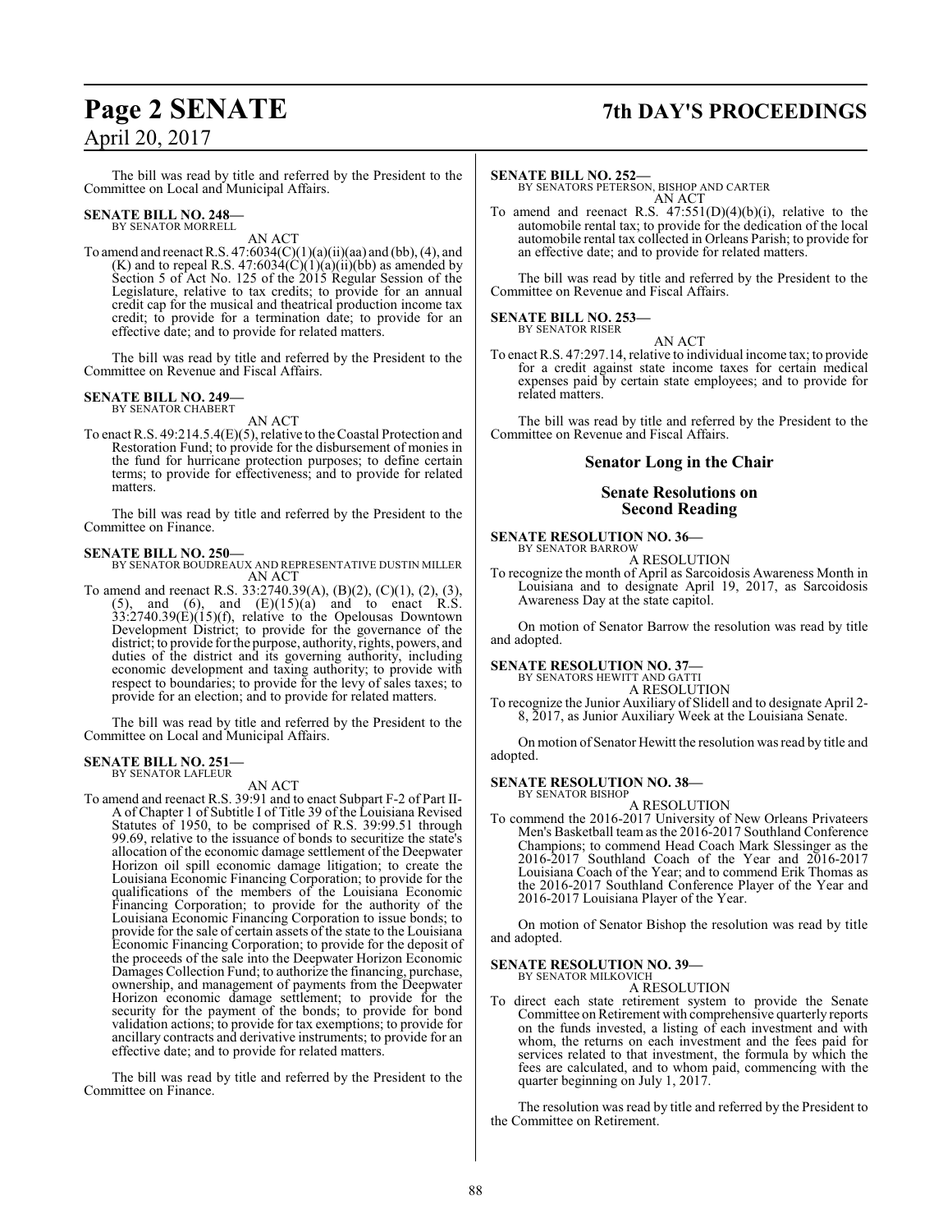The bill was read by title and referred by the President to the Committee on Local and Municipal Affairs.

**SENATE BILL NO. 248—**
BY SENATOR MORRELL

AN ACT

To amend and reenact R.S. 47:6034(C)(1)(a)(ii)(aa) and (bb), (4), and (K) and to repeal R.S. 47:6034(C)(1)(a)(ii)(bb) as amended by Section 5 of Act No. 125 of the 2015 Regular Session of the Legislature, relative to tax credits; to provide for an annual credit cap for the musical and theatrical production income tax credit; to provide for a termination date; to provide for an effective date; and to provide for related matters.

The bill was read by title and referred by the President to the Committee on Revenue and Fiscal Affairs.

**SENATE BILL NO. 249—**
BY SENATOR CHABERT

AN ACT

To enact R.S. 49:214.5.4(E)(5), relative to the Coastal Protection and Restoration Fund; to provide for the disbursement of monies in the fund for hurricane protection purposes; to define certain terms; to provide for effectiveness; and to provide for related matters.

The bill was read by title and referred by the President to the Committee on Finance.

**SENATE BILL NO. 250—**
BY SENATOR BOUDREAUX AND REPRESENTATIVE DUSTIN MILLER

AN ACT

To amend and reenact R.S. 33:2740.39(A), (B)(2), (C)(1), (2), (3), (5), and (6), and (E)(15)(a) and to enact R.S. 33:2740.39(E)(15)(f), relative to the Opelousas Downtown Development District; to provide for the governance of the district; to provide for the purpose, authority, rights, powers, and duties of the district and its governing authority, including economic development and taxing authority; to provide with respect to boundaries; to provide for the levy of sales taxes; to provide for an election; and to provide for related matters.

The bill was read by title and referred by the President to the Committee on Local and Municipal Affairs.

**SENATE BILL NO. 251—**
BY SENATOR LAFLEUR

AN ACT

To amend and reenact R.S. 39:91 and to enact Subpart F-2 of Part II-A of Chapter 1 of Subtitle I of Title 39 of the Louisiana Revised Statutes of 1950, to be comprised of R.S. 39:99.51 through 99.69, relative to the issuance of bonds to securitize the state's allocation of the economic damage settlement of the Deepwater Horizon oil spill economic damage litigation; to create the Louisiana Economic Financing Corporation; to provide for the qualifications of the members of the Louisiana Economic Financing Corporation; to provide for the authority of the Louisiana Economic Financing Corporation to issue bonds; to provide for the sale of certain assets of the state to the Louisiana Economic Financing Corporation; to provide for the deposit of the proceeds of the sale into the Deepwater Horizon Economic Damages Collection Fund; to authorize the financing, purchase, ownership, and management of payments from the Deepwater Horizon economic damage settlement; to provide for the security for the payment of the bonds; to provide for bond validation actions; to provide for tax exemptions; to provide for ancillary contracts and derivative instruments; to provide for an effective date; and to provide for related matters.

The bill was read by title and referred by the President to the Committee on Finance.

**SENATE BILL NO. 252—**
BY SENATORS PETERSON, BISHOP AND CARTER

AN ACT

To amend and reenact R.S. 47:551(D)(4)(b)(i), relative to the automobile rental tax; to provide for the dedication of the local automobile rental tax collected in Orleans Parish; to provide for an effective date; and to provide for related matters.

The bill was read by title and referred by the President to the Committee on Revenue and Fiscal Affairs.

**SENATE BILL NO. 253—**
BY SENATOR RISER

AN ACT

To enact R.S. 47:297.14, relative to individual income tax; to provide for a credit against state income taxes for certain medical expenses paid by certain state employees; and to provide for related matters.

The bill was read by title and referred by the President to the Committee on Revenue and Fiscal Affairs.

## Senator Long in the Chair

## Senate Resolutions on Second Reading

**SENATE RESOLUTION NO. 36—**
BY SENATOR BARROW

A RESOLUTION

To recognize the month of April as Sarcoidosis Awareness Month in Louisiana and to designate April 19, 2017, as Sarcoidosis Awareness Day at the state capitol.

On motion of Senator Barrow the resolution was read by title and adopted.

**SENATE RESOLUTION NO. 37—**
BY SENATORS HEWITT AND GATTI

A RESOLUTION

To recognize the Junior Auxiliary of Slidell and to designate April 2-8, 2017, as Junior Auxiliary Week at the Louisiana Senate.

On motion of Senator Hewitt the resolution was read by title and adopted.

**SENATE RESOLUTION NO. 38—**
BY SENATOR BISHOP

A RESOLUTION

To commend the 2016-2017 University of New Orleans Privateers Men's Basketball team as the 2016-2017 Southland Conference Champions; to commend Head Coach Mark Slessinger as the 2016-2017 Southland Coach of the Year and 2016-2017 Louisiana Coach of the Year; and to commend Erik Thomas as the 2016-2017 Southland Conference Player of the Year and 2016-2017 Louisiana Player of the Year.

On motion of Senator Bishop the resolution was read by title and adopted.

**SENATE RESOLUTION NO. 39—**
BY SENATOR MILKOVICH

A RESOLUTION

To direct each state retirement system to provide the Senate Committee on Retirement with comprehensive quarterly reports on the funds invested, a listing of each investment and with whom, the returns on each investment and the fees paid for services related to that investment, the formula by which the fees are calculated, and to whom paid, commencing with the quarter beginning on July 1, 2017.

The resolution was read by title and referred by the President to the Committee on Retirement.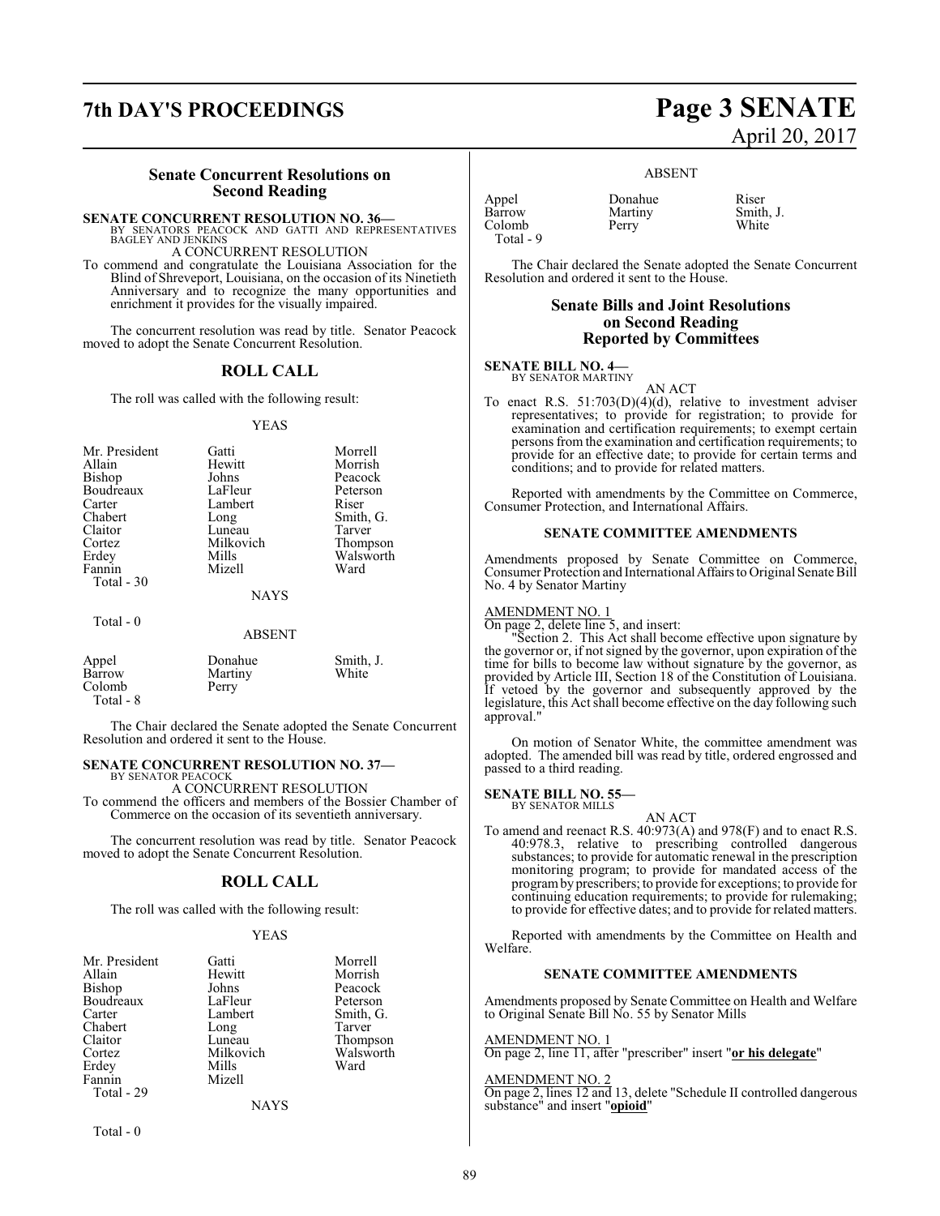## Senate Concurrent Resolutions on Second Reading

**SENATE CONCURRENT RESOLUTION NO. 36—**
BY SENATORS PEACOCK AND GATTI AND REPRESENTATIVES BAGLEY AND JENKINS

A CONCURRENT RESOLUTION

To commend and congratulate the Louisiana Association for the Blind of Shreveport, Louisiana, on the occasion of its Ninetieth Anniversary and to recognize the many opportunities and enrichment it provides for the visually impaired.

The concurrent resolution was read by title. Senator Peacock moved to adopt the Senate Concurrent Resolution.

### ROLL CALL

The roll was called with the following result:

YEAS

| | | |
|---|---|---|
| Mr. President | Gatti | Morrell |
| Allain | Hewitt | Morrish |
| Bishop | Johns | Peacock |
| Boudreaux | LaFleur | Peterson |
| Carter | Lambert | Riser |
| Chabert | Long | Smith, G. |
| Claitor | Luneau | Tarver |
| Cortez | Milkovich | Thompson |
| Erdey | Mills | Walsworth |
| Fannin | Mizell | Ward |

Total - 30

NAYS

Total - 0

ABSENT

| | | |
|---|---|---|
| Appel | Donahue | Smith, J. |
| Barrow | Martiny | White |
| Colomb | Perry | |

Total - 8

The Chair declared the Senate adopted the Senate Concurrent Resolution and ordered it sent to the House.

**SENATE CONCURRENT RESOLUTION NO. 37—**
BY SENATOR PEACOCK

A CONCURRENT RESOLUTION

To commend the officers and members of the Bossier Chamber of Commerce on the occasion of its seventieth anniversary.

The concurrent resolution was read by title. Senator Peacock moved to adopt the Senate Concurrent Resolution.

### ROLL CALL

The roll was called with the following result:

YEAS

| | | |
|---|---|---|
| Mr. President | Gatti | Morrell |
| Allain | Hewitt | Morrish |
| Bishop | Johns | Peacock |
| Boudreaux | LaFleur | Peterson |
| Carter | Lambert | Smith, G. |
| Chabert | Long | Tarver |
| Claitor | Luneau | Thompson |
| Cortez | Milkovich | Walsworth |
| Erdey | Mills | Ward |
| Fannin | Mizell | |

Total - 29

NAYS

Total - 0

ABSENT

| | | |
|---|---|---|
| Appel | Donahue | Riser |
| Barrow | Martiny | Smith, J. |
| Colomb | Perry | White |

Total - 9

The Chair declared the Senate adopted the Senate Concurrent Resolution and ordered it sent to the House.

## Senate Bills and Joint Resolutions on Second Reading Reported by Committees

**SENATE BILL NO. 4—**
BY SENATOR MARTINY

AN ACT

To enact R.S. 51:703(D)(4)(d), relative to investment adviser representatives; to provide for registration; to provide for examination and certification requirements; to exempt certain persons from the examination and certification requirements; to provide for an effective date; to provide for certain terms and conditions; and to provide for related matters.

Reported with amendments by the Committee on Commerce, Consumer Protection, and International Affairs.

### SENATE COMMITTEE AMENDMENTS

Amendments proposed by Senate Committee on Commerce, Consumer Protection and International Affairs to Original Senate Bill No. 4 by Senator Martiny

AMENDMENT NO. 1

On page 2, delete line 5, and insert:

"Section 2. This Act shall become effective upon signature by the governor or, if not signed by the governor, upon expiration of the time for bills to become law without signature by the governor, as provided by Article III, Section 18 of the Constitution of Louisiana. If vetoed by the governor and subsequently approved by the legislature, this Act shall become effective on the day following such approval."

On motion of Senator White, the committee amendment was adopted. The amended bill was read by title, ordered engrossed and passed to a third reading.

**SENATE BILL NO. 55—**
BY SENATOR MILLS

AN ACT

To amend and reenact R.S. 40:973(A) and 978(F) and to enact R.S. 40:978.3, relative to prescribing controlled dangerous substances; to provide for automatic renewal in the prescription monitoring program; to provide for mandated access of the program by prescribers; to provide for exceptions; to provide for continuing education requirements; to provide for rulemaking; to provide for effective dates; and to provide for related matters.

Reported with amendments by the Committee on Health and Welfare.

### SENATE COMMITTEE AMENDMENTS

Amendments proposed by Senate Committee on Health and Welfare to Original Senate Bill No. 55 by Senator Mills

AMENDMENT NO. 1

On page 2, line 11, after "prescriber" insert "**or his delegate**"

AMENDMENT NO. 2

On page 2, lines 12 and 13, delete "Schedule II controlled dangerous substance" and insert "**opioid**"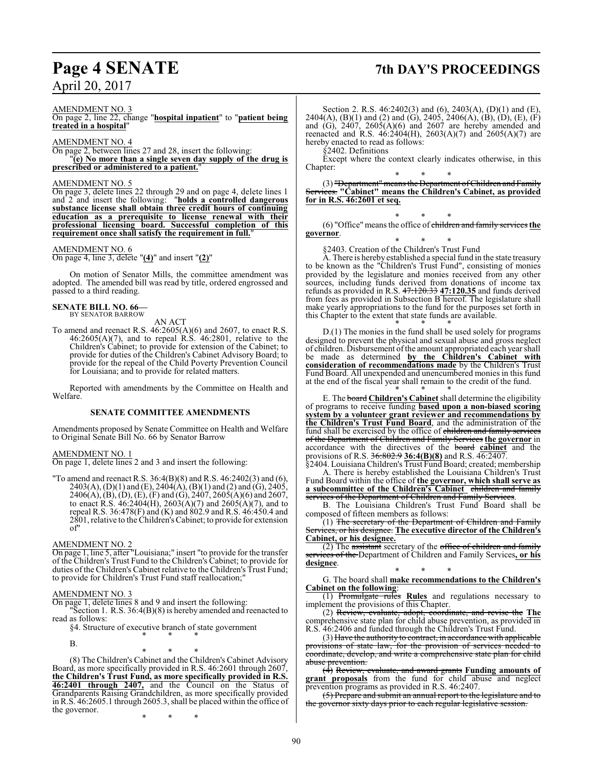AMENDMENT NO. 3

On page 2, line 22, change "**hospital inpatient**" to "**patient being treated in a hospital**"

AMENDMENT NO. 4

On page 2, between lines 27 and 28, insert the following:

"**(e) No more than a single seven day supply of the drug is prescribed or administered to a patient.**"

AMENDMENT NO. 5

On page 3, delete lines 22 through 29 and on page 4, delete lines 1 and 2 and insert the following: "**holds a controlled dangerous substance license shall obtain three credit hours of continuing education as a prerequisite to license renewal with their professional licensing board. Successful completion of this requirement once shall satisfy the requirement in full.**"

AMENDMENT NO. 6

On page 4, line 3, delete "**(4)**" and insert "**(2)**"

On motion of Senator Mills, the committee amendment was adopted. The amended bill was read by title, ordered engrossed and passed to a third reading.

**SENATE BILL NO. 66—**
BY SENATOR BARROW

AN ACT

To amend and reenact R.S. 46:2605(A)(6) and 2607, to enact R.S. 46:2605(A)(7), and to repeal R.S. 46:2801, relative to the Children's Cabinet; to provide for extension of the Cabinet; to provide for duties of the Children's Cabinet Advisory Board; to provide for the repeal of the Child Poverty Prevention Council for Louisiana; and to provide for related matters.

Reported with amendments by the Committee on Health and Welfare.

**SENATE COMMITTEE AMENDMENTS**

Amendments proposed by Senate Committee on Health and Welfare to Original Senate Bill No. 66 by Senator Barrow

AMENDMENT NO. 1

On page 1, delete lines 2 and 3 and insert the following:

"To amend and reenact R.S. 36:4(B)(8) and R.S. 46:2402(3) and (6), 2403(A), (D)(1) and (E), 2404(A), (B)(1) and (2) and (G), 2405, 2406(A), (B), (D), (E), (F) and (G), 2407, 2605(A)(6) and 2607, to enact R.S. 46:2404(H), 2603(A)(7) and 2605(A)(7), and to repeal R.S. 36:478(F) and (K) and 802.9 and R.S. 46:450.4 and 2801, relative to the Children's Cabinet; to provide for extension of"

AMENDMENT NO. 2

On page 1, line 5, after "Louisiana;" insert "to provide for the transfer of the Children's Trust Fund to the Children's Cabinet; to provide for duties of the Children's Cabinet relative to the Children's Trust Fund; to provide for Children's Trust Fund staff reallocation;"

AMENDMENT NO. 3

On page 1, delete lines 8 and 9 and insert the following:

"Section 1. R.S. 36:4(B)(8) is hereby amended and reenacted to read as follows:

§4. Structure of executive branch of state government

\* \* \*

B.

\* \* \*

(8) The Children's Cabinet and the Children's Cabinet Advisory Board, as more specifically provided in R.S. 46:2601 through 2607, **the Children's Trust Fund, as more specifically provided in R.S. 46:2401 through 2407,** and the Council on the Status of Grandparents Raising Grandchildren, as more specifically provided in R.S. 46:2605.1 through 2605.3, shall be placed within the office of the governor.

\* \* \*

Section 2. R.S. 46:2402(3) and (6), 2403(A), (D)(1) and (E), 2404(A), (B)(1) and (2) and (G), 2405, 2406(A), (B), (D), (E), (F) and (G), 2407, 2605(A)(6) and 2607 are hereby amended and reenacted and R.S. 46:2404(H), 2603(A)(7) and 2605(A)(7) are hereby enacted to read as follows:

§2402. Definitions

Except where the context clearly indicates otherwise, in this Chapter:

\* \* \*

(3) ~~"Department" means the Department of Children and Family Services.~~ **"Cabinet" means the Children's Cabinet, as provided for in R.S. 46:2601 et seq.**

\* \* \*

(6) "Office" means the office of ~~children and family services~~ **the governor**.

\* \* \*

§2403. Creation of the Children's Trust Fund

A. There is hereby established a special fund in the state treasury to be known as the "Children's Trust Fund", consisting of monies provided by the legislature and monies received from any other sources, including funds derived from donations of income tax refunds as provided in R.S. ~~47:120.33~~ **47:120.35** and funds derived from fees as provided in Subsection B hereof. The legislature shall make yearly appropriations to the fund for the purposes set forth in this Chapter to the extent that state funds are available.

\* \* \*

D.(1) The monies in the fund shall be used solely for programs designed to prevent the physical and sexual abuse and gross neglect of children. Disbursement of the amount appropriated each year shall be made as determined **by the Children's Cabinet with consideration of recommendations made** by the Children's Trust Fund Board. All unexpended and unencumbered monies in this fund at the end of the fiscal year shall remain to the credit of the fund.

\* \* \*

E. The ~~board~~ **Children's Cabinet** shall determine the eligibility of programs to receive funding **based upon a non-biased scoring system by a volunteer grant reviewer and recommendations by the Children's Trust Fund Board**, and the administration of the fund shall be exercised by the office of ~~children and family services of the Department of Children and Family Services~~ **the governor** in accordance with the directives of the ~~board~~ **cabinet** and the provisions of R.S. ~~36:802.9~~ **36:4(B)(8)** and R.S. 46:2407.

§2404. Louisiana Children's Trust Fund Board; created; membership

A. There is hereby established the Louisiana Children's Trust Fund Board within the office of **the governor, which shall serve as a subcommittee of the Children's Cabinet** ~~children and family services of the Department of Children and Family Services~~.

B. The Louisiana Children's Trust Fund Board shall be composed of fifteen members as follows:

(1) ~~The secretary of the Department of Children and Family Services, or his designee.~~ **The executive director of the Children's Cabinet, or his designee.**

(2) The ~~assistant~~ secretary of the ~~office of children and family services of the~~ Department of Children and Family Services**, or his designee**.

\* \* \*

G. The board shall **make recommendations to the Children's Cabinet on the following**:

(1) ~~Promulgate rules~~ **Rules** and regulations necessary to implement the provisions of this Chapter.

(2) ~~Review, evaluate, adopt, coordinate, and revise the~~ **The** comprehensive state plan for child abuse prevention, as provided in R.S. 46:2406 and funded through the Children's Trust Fund.

(3) ~~Have the authority to contract, in accordance with applicable provisions of state law, for the provision of services needed to coordinate, develop, and write a comprehensive state plan for child abuse prevention.~~

~~(4)~~ ~~Review, evaluate, and award grants~~ **Funding amounts of grant proposals** from the fund for child abuse and neglect prevention programs as provided in R.S. 46:2407.

~~(5) Prepare and submit an annual report to the legislature and to the governor sixty days prior to each regular legislative session.~~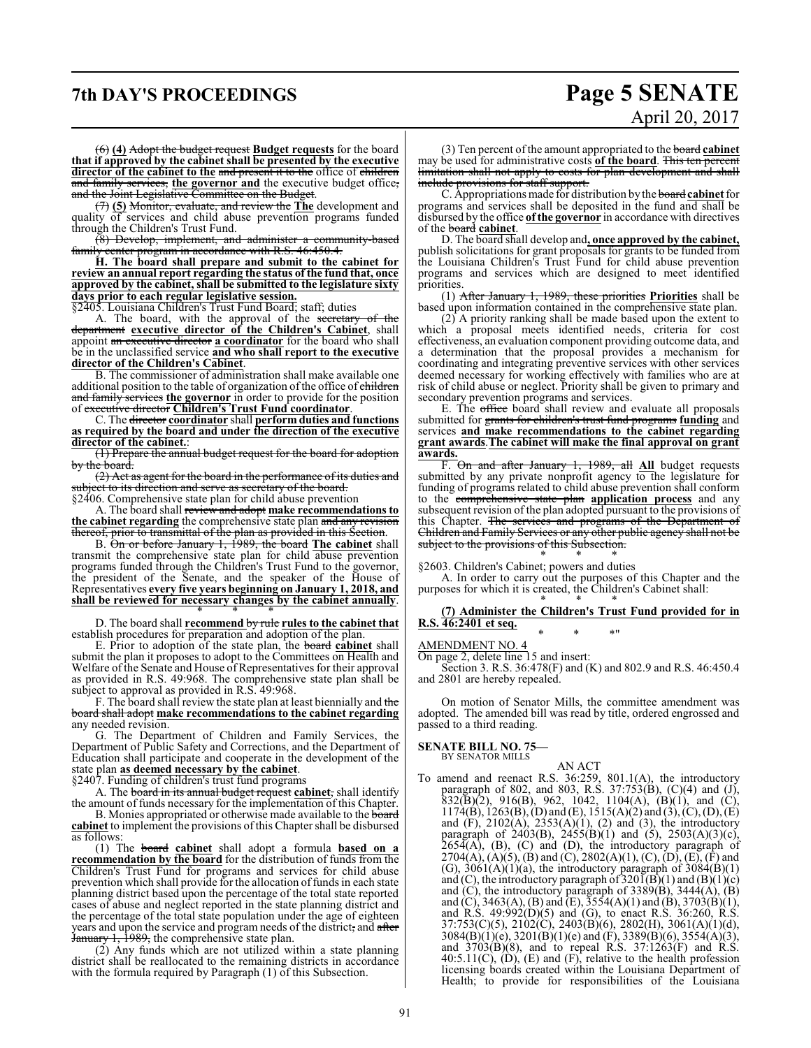(6) **(4)** Adopt the budget request **Budget requests** for the board **that if approved by the cabinet shall be presented by the executive director of the cabinet to the** and present it to the office of children and family services, **the governor and** the executive budget office, and the Joint Legislative Committee on the Budget.

(7) **(5)** Monitor, evaluate, and review the **The** development and quality of services and child abuse prevention programs funded through the Children's Trust Fund.

(8) Develop, implement, and administer a community-based family center program in accordance with R.S. 46:450.4.

**H. The board shall prepare and submit to the cabinet for review an annual report regarding the status of the fund that, once approved by the cabinet, shall be submitted to the legislature sixty days prior to each regular legislative session.**

§2405. Louisiana Children's Trust Fund Board; staff; duties

A. The board, with the approval of the secretary of the department **executive director of the Children's Cabinet**, shall appoint an executive director **a coordinator** for the board who shall be in the unclassified service **and who shall report to the executive director of the Children's Cabinet**.

B. The commissioner of administration shall make available one additional position to the table of organization of the office of children and family services **the governor** in order to provide for the position of executive director **Children's Trust Fund coordinator**.

C. The director **coordinator** shall **perform duties and functions as required by the board and under the direction of the executive director of the cabinet.**:

(1) Prepare the annual budget request for the board for adoption by the board.

(2) Act as agent for the board in the performance of its duties and subject to its direction and serve as secretary of the board.

§2406. Comprehensive state plan for child abuse prevention

A. The board shall review and adopt **make recommendations to the cabinet regarding** the comprehensive state plan and any revision thereof, prior to transmittal of the plan as provided in this Section.

B. On or before January 1, 1989, the board **The cabinet** shall transmit the comprehensive state plan for child abuse prevention programs funded through the Children's Trust Fund to the governor, the president of the Senate, and the speaker of the House of Representatives **every five years beginning on January 1, 2018, and shall be reviewed for necessary changes by the cabinet annually**.

\* \* \*

D. The board shall **recommend** by rule **rules to the cabinet that** establish procedures for preparation and adoption of the plan.

E. Prior to adoption of the state plan, the board **cabinet** shall submit the plan it proposes to adopt to the Committees on Health and Welfare of the Senate and House of Representatives for their approval as provided in R.S. 49:968. The comprehensive state plan shall be subject to approval as provided in R.S. 49:968.

F. The board shall review the state plan at least biennially and the board shall adopt **make recommendations to the cabinet regarding** any needed revision.

G. The Department of Children and Family Services, the Department of Public Safety and Corrections, and the Department of Education shall participate and cooperate in the development of the state plan **as deemed necessary by the cabinet**.

§2407. Funding of children's trust fund programs

A. The board in its annual budget request **cabinet**, shall identify the amount of funds necessary for the implementation of this Chapter.

B. Monies appropriated or otherwise made available to the board **cabinet** to implement the provisions of this Chapter shall be disbursed as follows:

(1) The board **cabinet** shall adopt a formula **based on a recommendation by the board** for the distribution of funds from the Children's Trust Fund for programs and services for child abuse prevention which shall provide for the allocation of funds in each state planning district based upon the percentage of the total state reported cases of abuse and neglect reported in the state planning district and the percentage of the total state population under the age of eighteen years and upon the service and program needs of the district, and after January 1, 1989, the comprehensive state plan.

(2) Any funds which are not utilized within a state planning district shall be reallocated to the remaining districts in accordance with the formula required by Paragraph (1) of this Subsection.

(3) Ten percent of the amount appropriated to the board **cabinet** may be used for administrative costs **of the board**. This ten percent limitation shall not apply to costs for plan development and shall include provisions for staff support.

C. Appropriations made for distribution by the board **cabinet** for programs and services shall be deposited in the fund and shall be disbursed by the office **of the governor** in accordance with directives of the board **cabinet**.

D. The board shall develop and**, once approved by the cabinet,** publish solicitations for grant proposals for grants to be funded from the Louisiana Children's Trust Fund for child abuse prevention programs and services which are designed to meet identified priorities.

(1) After January 1, 1989, these priorities **Priorities** shall be based upon information contained in the comprehensive state plan.

(2) A priority ranking shall be made based upon the extent to which a proposal meets identified needs, criteria for cost effectiveness, an evaluation component providing outcome data, and a determination that the proposal provides a mechanism for coordinating and integrating preventive services with other services deemed necessary for working effectively with families who are at risk of child abuse or neglect. Priority shall be given to primary and secondary prevention programs and services.

E. The office board shall review and evaluate all proposals submitted for grants for children's trust fund programs **funding** and services **and make recommendations to the cabinet regarding grant awards**.**The cabinet will make the final approval on grant awards.**

F. On and after January 1, 1989, all **All** budget requests submitted by any private nonprofit agency to the legislature for funding of programs related to child abuse prevention shall conform to the comprehensive state plan **application process** and any subsequent revision of the plan adopted pursuant to the provisions of this Chapter. The services and programs of the Department of Children and Family Services or any other public agency shall not be subject to the provisions of this Subsection.

\* \* \*

§2603. Children's Cabinet; powers and duties

A. In order to carry out the purposes of this Chapter and the purposes for which it is created, the Children's Cabinet shall:

\* \* \*

**(7) Administer the Children's Trust Fund provided for in R.S. 46:2401 et seq.**

\* \* \*"

AMENDMENT NO. 4

On page 2, delete line 15 and insert:

Section 3. R.S. 36:478(F) and (K) and 802.9 and R.S. 46:450.4 and 2801 are hereby repealed.

On motion of Senator Mills, the committee amendment was adopted. The amended bill was read by title, ordered engrossed and passed to a third reading.

**SENATE BILL NO. 75—**
BY SENATOR MILLS

AN ACT

To amend and reenact R.S. 36:259, 801.1(A), the introductory paragraph of 802, and 803, R.S. 37:753(B), (C)(4) and (J), 832(B)(2), 916(B), 962, 1042, 1104(A), (B)(1), and (C), 1174(B), 1263(B), (D) and (E), 1515(A)(2) and (3), (C), (D), (E) and (F), 2102(A), 2353(A)(1), (2) and (3), the introductory paragraph of 2403(B), 2455(B)(1) and (5), 2503(A)(3)(c), 2654(A), (B), (C) and (D), the introductory paragraph of 2704(A), (A)(5), (B) and (C), 2802(A)(1), (C), (D), (E), (F) and (G), 3061(A)(1)(a), the introductory paragraph of 3084(B)(1) and (C), the introductory paragraph of 3201(B)(1) and (B)(1)(c) and (C), the introductory paragraph of 3389(B), 3444(A), (B) and (C), 3463(A), (B) and (E), 3554(A)(1) and (B), 3703(B)(1), and R.S. 49:992(D)(5) and (G), to enact R.S. 36:260, R.S. 37:753(C)(5), 2102(C), 2403(B)(6), 2802(H), 3061(A)(1)(d), 3084(B)(1)(e), 3201(B)(1)(e) and (F), 3389(B)(6), 3554(A)(3), and 3703(B)(8), and to repeal R.S. 37:1263(F) and R.S. 40:5.11(C), (D), (E) and (F), relative to the health profession licensing boards created within the Louisiana Department of Health; to provide for responsibilities of the Louisiana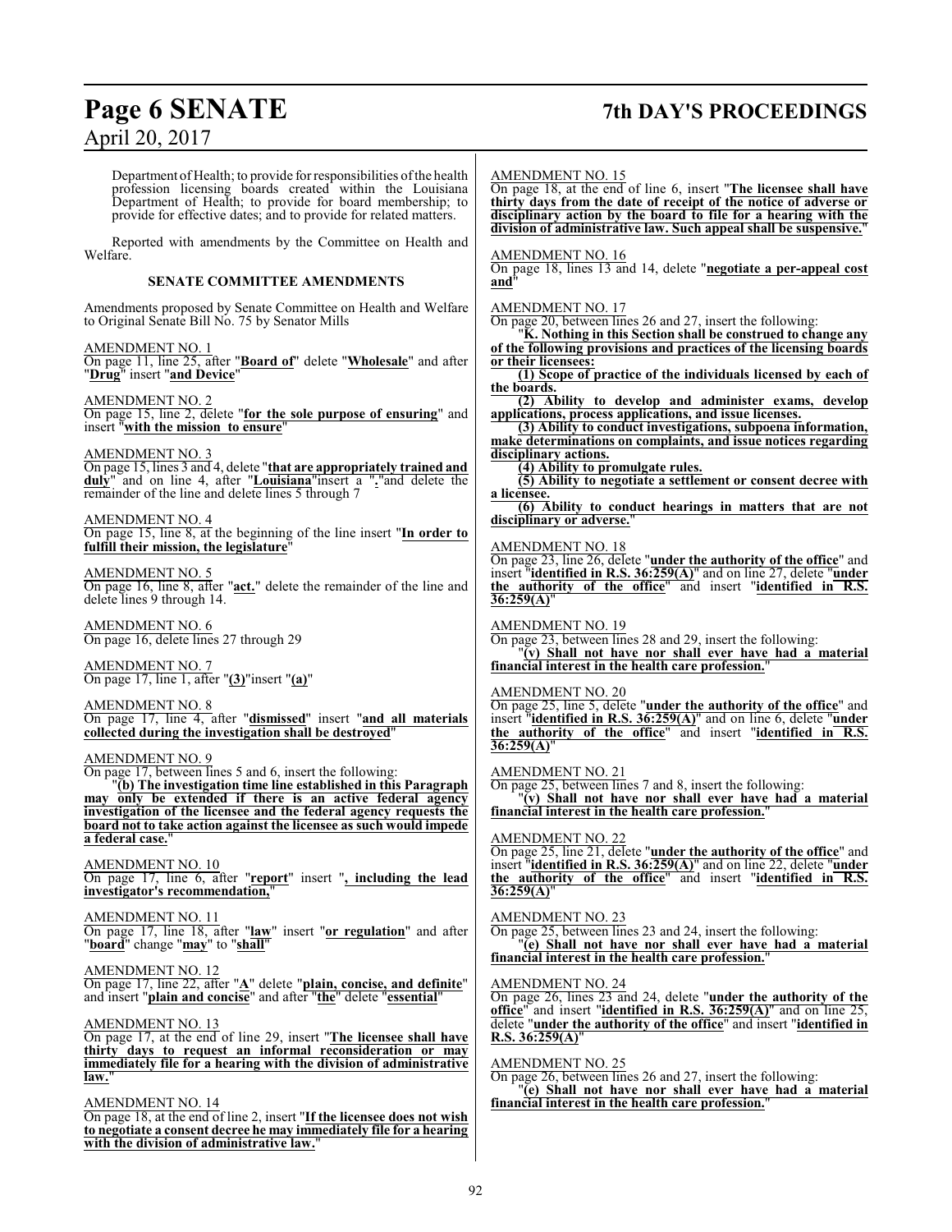Department of Health; to provide for responsibilities of the health profession licensing boards created within the Louisiana Department of Health; to provide for board membership; to provide for effective dates; and to provide for related matters.

Reported with amendments by the Committee on Health and Welfare.

**SENATE COMMITTEE AMENDMENTS**

Amendments proposed by Senate Committee on Health and Welfare to Original Senate Bill No. 75 by Senator Mills

AMENDMENT NO. 1
On page 11, line 25, after "**Board of**" delete "**Wholesale**" and after "**Drug**" insert "**and Device**"

AMENDMENT NO. 2
On page 15, line 2, delete "**for the sole purpose of ensuring**" and insert "**with the mission to ensure**"

AMENDMENT NO. 3
On page 15, lines 3 and 4, delete "**that are appropriately trained and duly**" and on line 4, after "**Louisiana**"insert a "**.**"and delete the remainder of the line and delete lines 5 through 7

AMENDMENT NO. 4
On page 15, line 8, at the beginning of the line insert "**In order to fulfill their mission, the legislature**"

AMENDMENT NO. 5
On page 16, line 8, after "**act.**" delete the remainder of the line and delete lines 9 through 14.

AMENDMENT NO. 6
On page 16, delete lines 27 through 29

AMENDMENT NO. 7
On page 17, line 1, after "**(3)**"insert "**(a)**"

AMENDMENT NO. 8
On page 17, line 4, after "**dismissed**" insert "**and all materials collected during the investigation shall be destroyed**"

AMENDMENT NO. 9
On page 17, between lines 5 and 6, insert the following:

"**(b) The investigation time line established in this Paragraph may only be extended if there is an active federal agency investigation of the licensee and the federal agency requests the board not to take action against the licensee as such would impede a federal case.**"

AMENDMENT NO. 10
On page 17, line 6, after "**report**" insert "**, including the lead investigator's recommendation,**"

AMENDMENT NO. 11
On page 17, line 18, after "**law**" insert "**or regulation**" and after "**board**" change "**may**" to "**shall**"

AMENDMENT NO. 12
On page 17, line 22, after "**A**" delete "**plain, concise, and definite**" and insert "**plain and concise**" and after "**the**" delete "**essential**"

AMENDMENT NO. 13
On page 17, at the end of line 29, insert "**The licensee shall have thirty days to request an informal reconsideration or may immediately file for a hearing with the division of administrative law.**"

AMENDMENT NO. 14
On page 18, at the end of line 2, insert "**If the licensee does not wish to negotiate a consent decree he may immediately file for a hearing with the division of administrative law.**"

AMENDMENT NO. 15
On page 18, at the end of line 6, insert "**The licensee shall have thirty days from the date of receipt of the notice of adverse or disciplinary action by the board to file for a hearing with the division of administrative law. Such appeal shall be suspensive.**"

AMENDMENT NO. 16
On page 18, lines 13 and 14, delete "**negotiate a per-appeal cost and**"

AMENDMENT NO. 17
On page 20, between lines 26 and 27, insert the following:

"**K. Nothing in this Section shall be construed to change any of the following provisions and practices of the licensing boards or their licensees:**

**(1) Scope of practice of the individuals licensed by each of the boards.**

**(2) Ability to develop and administer exams, develop applications, process applications, and issue licenses.**

**(3) Ability to conduct investigations, subpoena information, make determinations on complaints, and issue notices regarding disciplinary actions.**

**(4) Ability to promulgate rules.**

**(5) Ability to negotiate a settlement or consent decree with a licensee.**

**(6) Ability to conduct hearings in matters that are not disciplinary or adverse.**"

AMENDMENT NO. 18
On page 23, line 26, delete "**under the authority of the office**" and insert "**identified in R.S. 36:259(A)**" and on line 27, delete "**under the authority of the office**" and insert "**identified in R.S. 36:259(A)**"

AMENDMENT NO. 19
On page 23, between lines 28 and 29, insert the following:

"**(v) Shall not have nor shall ever have had a material financial interest in the health care profession.**"

AMENDMENT NO. 20
On page 25, line 5, delete "**under the authority of the office**" and insert "**identified in R.S. 36:259(A)**" and on line 6, delete "**under the authority of the office**" and insert "**identified in R.S. 36:259(A)**"

AMENDMENT NO. 21
On page 25, between lines 7 and 8, insert the following:

"**(v) Shall not have nor shall ever have had a material financial interest in the health care profession.**"

AMENDMENT NO. 22
On page 25, line 21, delete "**under the authority of the office**" and insert "**identified in R.S. 36:259(A)**" and on line 22, delete "**under the authority of the office**" and insert "**identified in R.S. 36:259(A)**"

AMENDMENT NO. 23
On page 25, between lines 23 and 24, insert the following:

"**(e) Shall not have nor shall ever have had a material financial interest in the health care profession.**"

AMENDMENT NO. 24
On page 26, lines 23 and 24, delete "**under the authority of the office**" and insert "**identified in R.S. 36:259(A)**" and on line 25, delete "**under the authority of the office**" and insert "**identified in R.S. 36:259(A)**"

AMENDMENT NO. 25
On page 26, between lines 26 and 27, insert the following:

"**(e) Shall not have nor shall ever have had a material financial interest in the health care profession.**"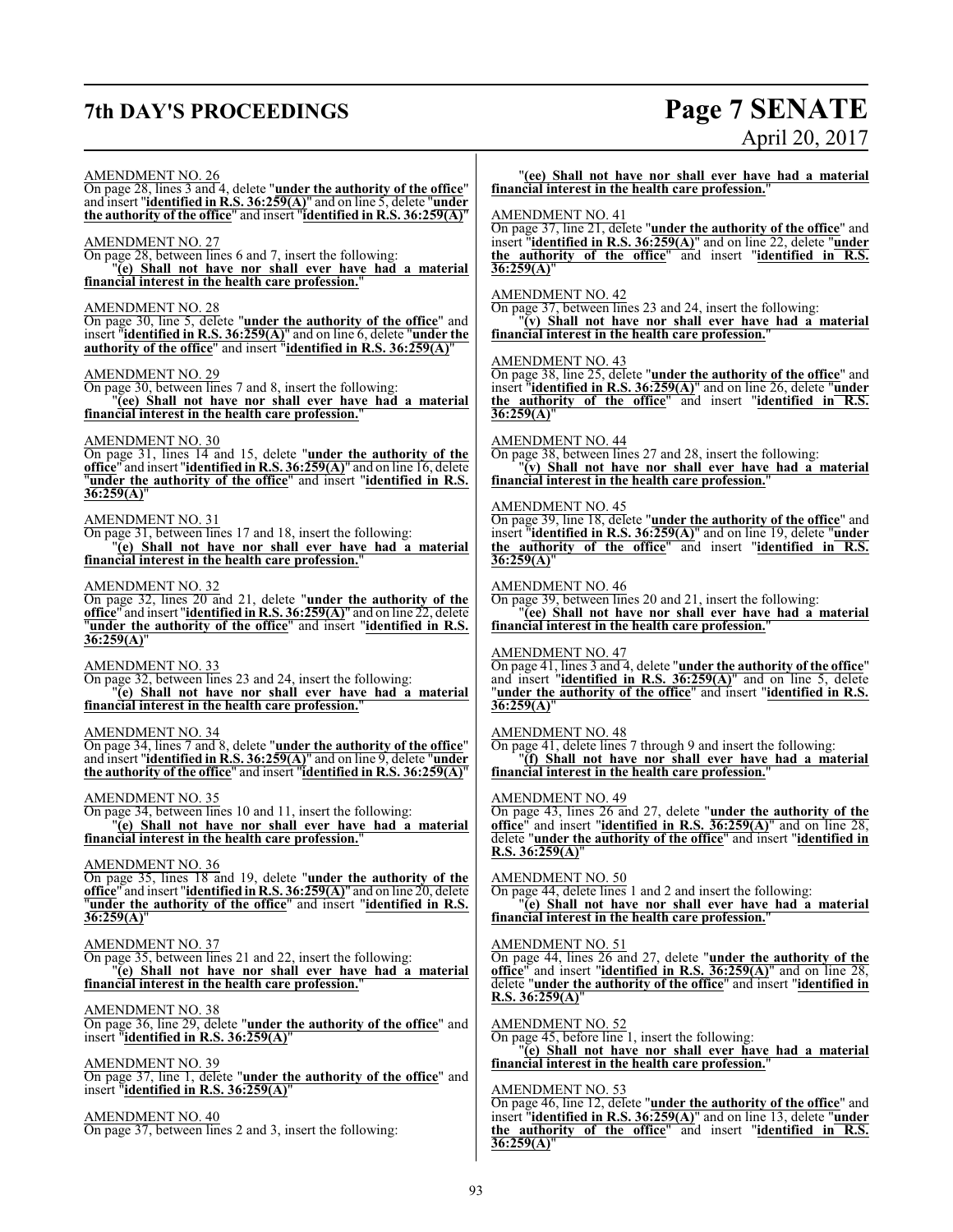AMENDMENT NO. 26

On page 28, lines 3 and 4, delete "**under the authority of the office**" and insert "**identified in R.S. 36:259(A)**" and on line 5, delete "**under the authority of the office**" and insert "**identified in R.S. 36:259(A)**"

AMENDMENT NO. 27

On page 28, between lines 6 and 7, insert the following:

"**(e) Shall not have nor shall ever have had a material financial interest in the health care profession.**"

AMENDMENT NO. 28

On page 30, line 5, delete "**under the authority of the office**" and insert "**identified in R.S. 36:259(A)**" and on line 6, delete "**under the authority of the office**" and insert "**identified in R.S. 36:259(A)**"

AMENDMENT NO. 29

On page 30, between lines 7 and 8, insert the following:

"**(ee) Shall not have nor shall ever have had a material financial interest in the health care profession.**"

AMENDMENT NO. 30

On page 31, lines 14 and 15, delete "**under the authority of the office**" and insert "**identified in R.S. 36:259(A)**" and on line 16, delete "**under the authority of the office**" and insert "**identified in R.S. 36:259(A)**"

AMENDMENT NO. 31

On page 31, between lines 17 and 18, insert the following:

"**(e) Shall not have nor shall ever have had a material financial interest in the health care profession.**"

AMENDMENT NO. 32

On page 32, lines 20 and 21, delete "**under the authority of the office**" and insert "**identified in R.S. 36:259(A)**" and on line 22, delete "**under the authority of the office**" and insert "**identified in R.S. 36:259(A)**"

AMENDMENT NO. 33

On page 32, between lines 23 and 24, insert the following:

"**(e) Shall not have nor shall ever have had a material financial interest in the health care profession.**"

AMENDMENT NO. 34

On page 34, lines 7 and 8, delete "**under the authority of the office**" and insert "**identified in R.S. 36:259(A)**" and on line 9, delete "**under the authority of the office**" and insert "**identified in R.S. 36:259(A)**"

AMENDMENT NO. 35

On page 34, between lines 10 and 11, insert the following:

"**(e) Shall not have nor shall ever have had a material financial interest in the health care profession.**"

AMENDMENT NO. 36

On page 35, lines 18 and 19, delete "**under the authority of the office**" and insert "**identified in R.S. 36:259(A)**" and on line 20, delete "**under the authority of the office**" and insert "**identified in R.S. 36:259(A)**"

AMENDMENT NO. 37

On page 35, between lines 21 and 22, insert the following:

"**(e) Shall not have nor shall ever have had a material financial interest in the health care profession.**"

AMENDMENT NO. 38

On page 36, line 29, delete "**under the authority of the office**" and insert "**identified in R.S. 36:259(A)**"

AMENDMENT NO. 39

On page 37, line 1, delete "**under the authority of the office**" and insert "**identified in R.S. 36:259(A)**"

AMENDMENT NO. 40

On page 37, between lines 2 and 3, insert the following:

"**(ee) Shall not have nor shall ever have had a material financial interest in the health care profession.**"

AMENDMENT NO. 41

On page 37, line 21, delete "**under the authority of the office**" and insert "**identified in R.S. 36:259(A)**" and on line 22, delete "**under the authority of the office**" and insert "**identified in R.S. 36:259(A)**"

AMENDMENT NO. 42

On page 37, between lines 23 and 24, insert the following:

"**(v) Shall not have nor shall ever have had a material financial interest in the health care profession.**"

AMENDMENT NO. 43

On page 38, line 25, delete "**under the authority of the office**" and insert "**identified in R.S. 36:259(A)**" and on line 26, delete "**under the authority of the office**" and insert "**identified in R.S. 36:259(A)**"

AMENDMENT NO. 44

On page 38, between lines 27 and 28, insert the following:

"**(v) Shall not have nor shall ever have had a material financial interest in the health care profession.**"

AMENDMENT NO. 45

On page 39, line 18, delete "**under the authority of the office**" and insert "**identified in R.S. 36:259(A)**" and on line 19, delete "**under the authority of the office**" and insert "**identified in R.S. 36:259(A)**"

AMENDMENT NO. 46

On page 39, between lines 20 and 21, insert the following:

"**(ee) Shall not have nor shall ever have had a material financial interest in the health care profession.**"

AMENDMENT NO. 47

On page 41, lines 3 and 4, delete "**under the authority of the office**" and insert "**identified in R.S. 36:259(A)**" and on line 5, delete "**under the authority of the office**" and insert "**identified in R.S. 36:259(A)**"

AMENDMENT NO. 48

On page 41, delete lines 7 through 9 and insert the following:

"**(f) Shall not have nor shall ever have had a material financial interest in the health care profession.**"

AMENDMENT NO. 49

On page 43, lines 26 and 27, delete "**under the authority of the office**" and insert "**identified in R.S. 36:259(A)**" and on line 28, delete "**under the authority of the office**" and insert "**identified in R.S. 36:259(A)**"

AMENDMENT NO. 50

On page 44, delete lines 1 and 2 and insert the following:

"**(e) Shall not have nor shall ever have had a material financial interest in the health care profession.**"

AMENDMENT NO. 51

On page 44, lines 26 and 27, delete "**under the authority of the office**" and insert "**identified in R.S. 36:259(A)**" and on line 28, delete "**under the authority of the office**" and insert "**identified in R.S. 36:259(A)**"

AMENDMENT NO. 52

On page 45, before line 1, insert the following:

"**(e) Shall not have nor shall ever have had a material financial interest in the health care profession.**"

AMENDMENT NO. 53

On page 46, line 12, delete "**under the authority of the office**" and insert "**identified in R.S. 36:259(A)**" and on line 13, delete "**under the authority of the office**" and insert "**identified in R.S. 36:259(A)**"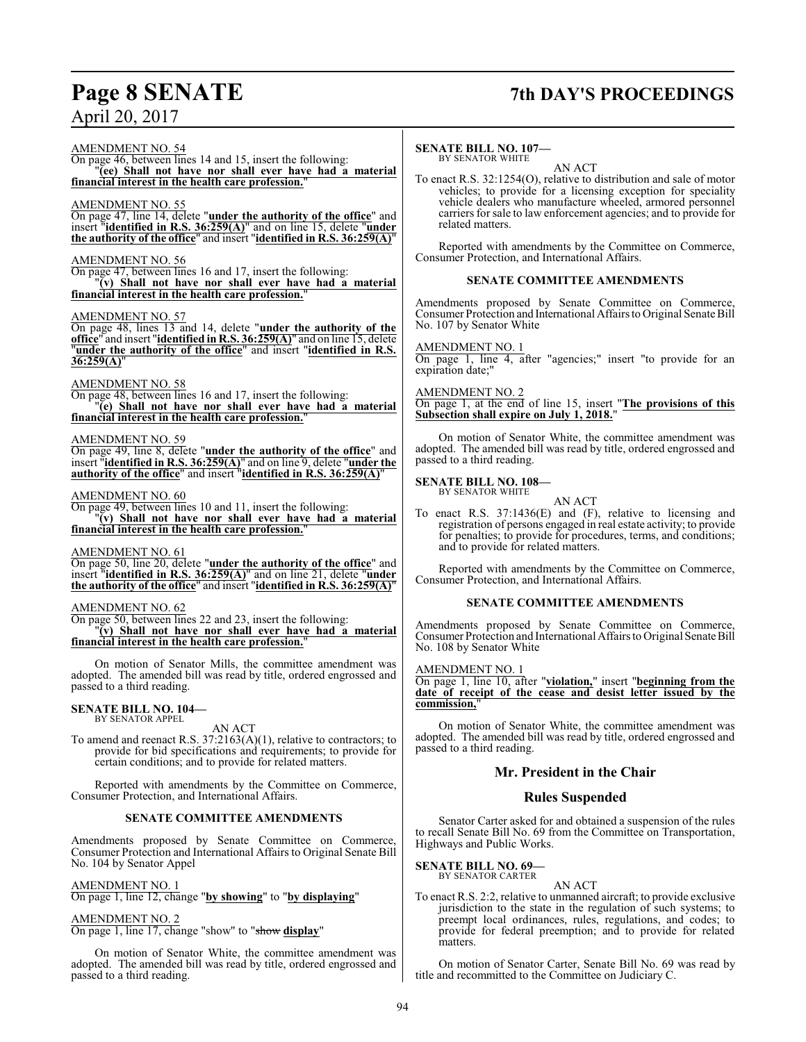AMENDMENT NO. 54

On page 46, between lines 14 and 15, insert the following:

"**(ee) Shall not have nor shall ever have had a material financial interest in the health care profession.**"

AMENDMENT NO. 55

On page 47, line 14, delete "**under the authority of the office**" and insert "**identified in R.S. 36:259(A)**" and on line 15, delete "**under the authority of the office**" and insert "**identified in R.S. 36:259(A)**"

AMENDMENT NO. 56

On page 47, between lines 16 and 17, insert the following:

"**(v) Shall not have nor shall ever have had a material financial interest in the health care profession.**"

AMENDMENT NO. 57

On page 48, lines 13 and 14, delete "**under the authority of the office**" and insert "**identified in R.S. 36:259(A)**" and on line 15, delete "**under the authority of the office**" and insert "**identified in R.S. 36:259(A)**"

AMENDMENT NO. 58

On page 48, between lines 16 and 17, insert the following:

"**(e) Shall not have nor shall ever have had a material financial interest in the health care profession.**"

AMENDMENT NO. 59

On page 49, line 8, delete "**under the authority of the office**" and insert "**identified in R.S. 36:259(A)**" and on line 9, delete "**under the authority of the office**" and insert "**identified in R.S. 36:259(A)**"

AMENDMENT NO. 60

On page 49, between lines 10 and 11, insert the following:

"**(v) Shall not have nor shall ever have had a material financial interest in the health care profession.**"

AMENDMENT NO. 61

On page 50, line 20, delete "**under the authority of the office**" and insert "**identified in R.S. 36:259(A)**" and on line 21, delete "**under the authority of the office**" and insert "**identified in R.S. 36:259(A)**"

AMENDMENT NO. 62

On page 50, between lines 22 and 23, insert the following:

"**(v) Shall not have nor shall ever have had a material financial interest in the health care profession.**"

On motion of Senator Mills, the committee amendment was adopted. The amended bill was read by title, ordered engrossed and passed to a third reading.

**SENATE BILL NO. 104—**
BY SENATOR APPEL

AN ACT

To amend and reenact R.S. 37:2163(A)(1), relative to contractors; to provide for bid specifications and requirements; to provide for certain conditions; and to provide for related matters.

Reported with amendments by the Committee on Commerce, Consumer Protection, and International Affairs.

**SENATE COMMITTEE AMENDMENTS**

Amendments proposed by Senate Committee on Commerce, Consumer Protection and International Affairs to Original Senate Bill No. 104 by Senator Appel

AMENDMENT NO. 1

On page 1, line 12, change "**by showing**" to "**by displaying**"

AMENDMENT NO. 2

On page 1, line 17, change "show" to "~~show~~ **display**"

On motion of Senator White, the committee amendment was adopted. The amended bill was read by title, ordered engrossed and passed to a third reading.

**SENATE BILL NO. 107—**
BY SENATOR WHITE

AN ACT

To enact R.S. 32:1254(O), relative to distribution and sale of motor vehicles; to provide for a licensing exception for speciality vehicle dealers who manufacture wheeled, armored personnel carriers for sale to law enforcement agencies; and to provide for related matters.

Reported with amendments by the Committee on Commerce, Consumer Protection, and International Affairs.

**SENATE COMMITTEE AMENDMENTS**

Amendments proposed by Senate Committee on Commerce, Consumer Protection and International Affairs to Original Senate Bill No. 107 by Senator White

AMENDMENT NO. 1

On page 1, line 4, after "agencies;" insert "to provide for an expiration date;"

AMENDMENT NO. 2

On page 1, at the end of line 15, insert "**The provisions of this Subsection shall expire on July 1, 2018.**"

On motion of Senator White, the committee amendment was adopted. The amended bill was read by title, ordered engrossed and passed to a third reading.

**SENATE BILL NO. 108—**
BY SENATOR WHITE

AN ACT

To enact R.S. 37:1436(E) and (F), relative to licensing and registration of persons engaged in real estate activity; to provide for penalties; to provide for procedures, terms, and conditions; and to provide for related matters.

Reported with amendments by the Committee on Commerce, Consumer Protection, and International Affairs.

**SENATE COMMITTEE AMENDMENTS**

Amendments proposed by Senate Committee on Commerce, Consumer Protection and International Affairs to Original Senate Bill No. 108 by Senator White

AMENDMENT NO. 1

On page 1, line 10, after "**violation,**" insert "**beginning from the date of receipt of the cease and desist letter issued by the commission,**"

On motion of Senator White, the committee amendment was adopted. The amended bill was read by title, ordered engrossed and passed to a third reading.

## Mr. President in the Chair

## Rules Suspended

Senator Carter asked for and obtained a suspension of the rules to recall Senate Bill No. 69 from the Committee on Transportation, Highways and Public Works.

**SENATE BILL NO. 69—**
BY SENATOR CARTER

AN ACT

To enact R.S. 2:2, relative to unmanned aircraft; to provide exclusive jurisdiction to the state in the regulation of such systems; to preempt local ordinances, rules, regulations, and codes; to provide for federal preemption; and to provide for related matters.

On motion of Senator Carter, Senate Bill No. 69 was read by title and recommitted to the Committee on Judiciary C.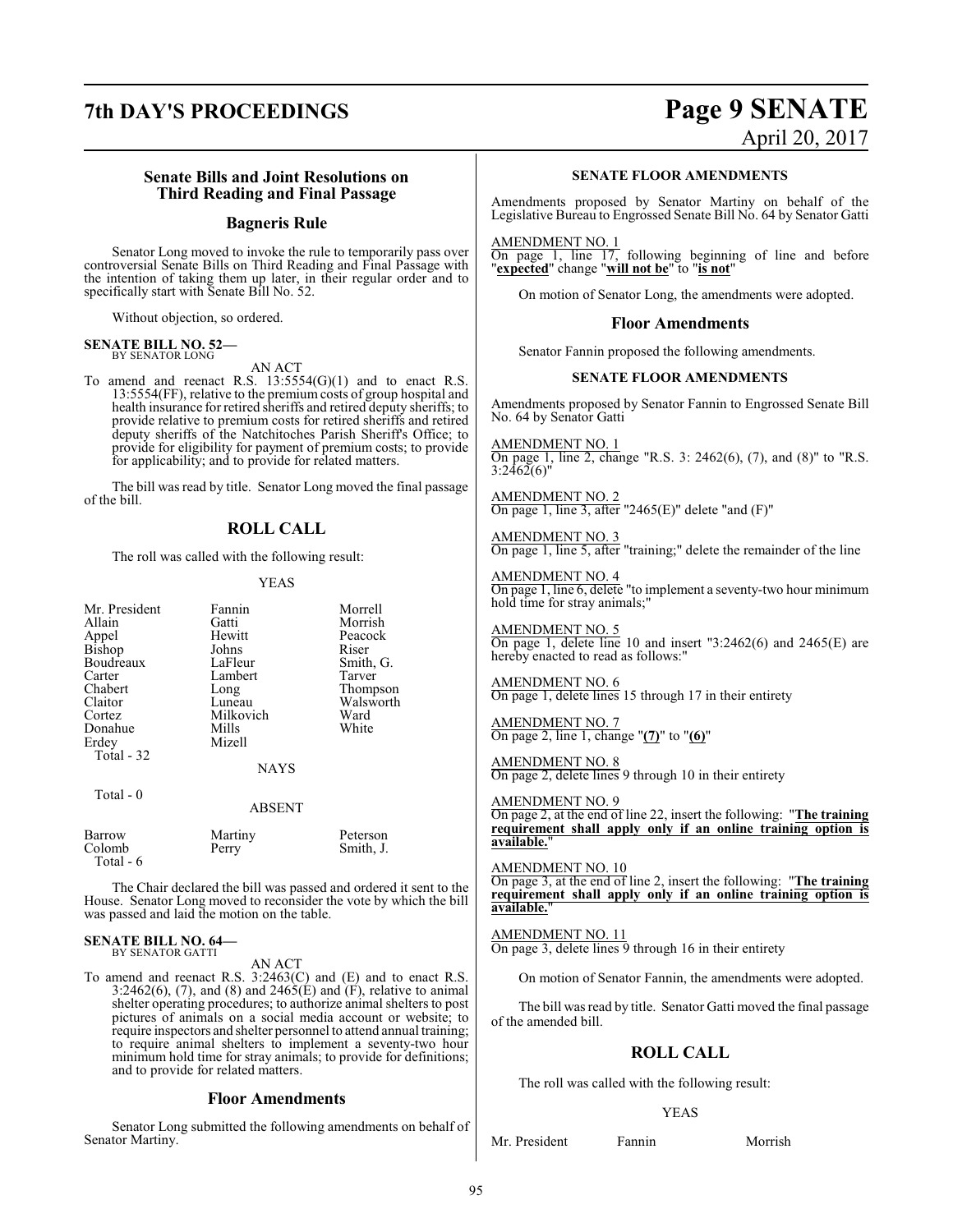### Senate Bills and Joint Resolutions on Third Reading and Final Passage

### Bagneris Rule

Senator Long moved to invoke the rule to temporarily pass over controversial Senate Bills on Third Reading and Final Passage with the intention of taking them up later, in their regular order and to specifically start with Senate Bill No. 52.

Without objection, so ordered.

**SENATE BILL NO. 52—**
BY SENATOR LONG

AN ACT

To amend and reenact R.S. 13:5554(G)(1) and to enact R.S. 13:5554(FF), relative to the premium costs of group hospital and health insurance for retired sheriffs and retired deputy sheriffs; to provide relative to premium costs for retired sheriffs and retired deputy sheriffs of the Natchitoches Parish Sheriff's Office; to provide for eligibility for payment of premium costs; to provide for applicability; and to provide for related matters.

The bill was read by title. Senator Long moved the final passage of the bill.

### ROLL CALL

The roll was called with the following result:

YEAS

| | | |
|---|---|---|
| Mr. President | Fannin | Morrell |
| Allain | Gatti | Morrish |
| Appel | Hewitt | Peacock |
| Bishop | Johns | Riser |
| Boudreaux | LaFleur | Smith, G. |
| Carter | Lambert | Tarver |
| Chabert | Long | Thompson |
| Claitor | Luneau | Walsworth |
| Cortez | Milkovich | Ward |
| Donahue | Mills | White |
| Erdey | Mizell | |

Total - 32

NAYS

Total - 0

ABSENT

| | | |
|---|---|---|
| Barrow | Martiny | Peterson |
| Colomb | Perry | Smith, J. |

Total - 6

The Chair declared the bill was passed and ordered it sent to the House. Senator Long moved to reconsider the vote by which the bill was passed and laid the motion on the table.

**SENATE BILL NO. 64—**
BY SENATOR GATTI

AN ACT

To amend and reenact R.S. 3:2463(C) and (E) and to enact R.S. 3:2462(6), (7), and (8) and 2465(E) and (F), relative to animal shelter operating procedures; to authorize animal shelters to post pictures of animals on a social media account or website; to require inspectors and shelter personnel to attend annual training; to require animal shelters to implement a seventy-two hour minimum hold time for stray animals; to provide for definitions; and to provide for related matters.

### Floor Amendments

Senator Long submitted the following amendments on behalf of Senator Martiny.

**SENATE FLOOR AMENDMENTS**

Amendments proposed by Senator Martiny on behalf of the Legislative Bureau to Engrossed Senate Bill No. 64 by Senator Gatti

AMENDMENT NO. 1
On page 1, line 17, following beginning of line and before "**expected**" change "**will not be**" to "**is not**"

On motion of Senator Long, the amendments were adopted.

### Floor Amendments

Senator Fannin proposed the following amendments.

**SENATE FLOOR AMENDMENTS**

Amendments proposed by Senator Fannin to Engrossed Senate Bill No. 64 by Senator Gatti

AMENDMENT NO. 1
On page 1, line 2, change "R.S. 3: 2462(6), (7), and (8)" to "R.S. 3:2462(6)"

AMENDMENT NO. 2
On page 1, line 3, after "2465(E)" delete "and (F)"

AMENDMENT NO. 3
On page 1, line 5, after "training;" delete the remainder of the line

AMENDMENT NO. 4
On page 1, line 6, delete "to implement a seventy-two hour minimum hold time for stray animals;"

AMENDMENT NO. 5
On page 1, delete line 10 and insert "3:2462(6) and 2465(E) are hereby enacted to read as follows:"

AMENDMENT NO. 6
On page 1, delete lines 15 through 17 in their entirety

AMENDMENT NO. 7
On page 2, line 1, change "**(7)**" to "**(6)**"

AMENDMENT NO. 8
On page 2, delete lines 9 through 10 in their entirety

AMENDMENT NO. 9
On page 2, at the end of line 22, insert the following: "**The training requirement shall apply only if an online training option is available.**"

AMENDMENT NO. 10
On page 3, at the end of line 2, insert the following: "**The training requirement shall apply only if an online training option is available.**"

AMENDMENT NO. 11
On page 3, delete lines 9 through 16 in their entirety

On motion of Senator Fannin, the amendments were adopted.

The bill was read by title. Senator Gatti moved the final passage of the amended bill.

### ROLL CALL

The roll was called with the following result:

YEAS

| | | |
|---|---|---|
| Mr. President | Fannin | Morrish |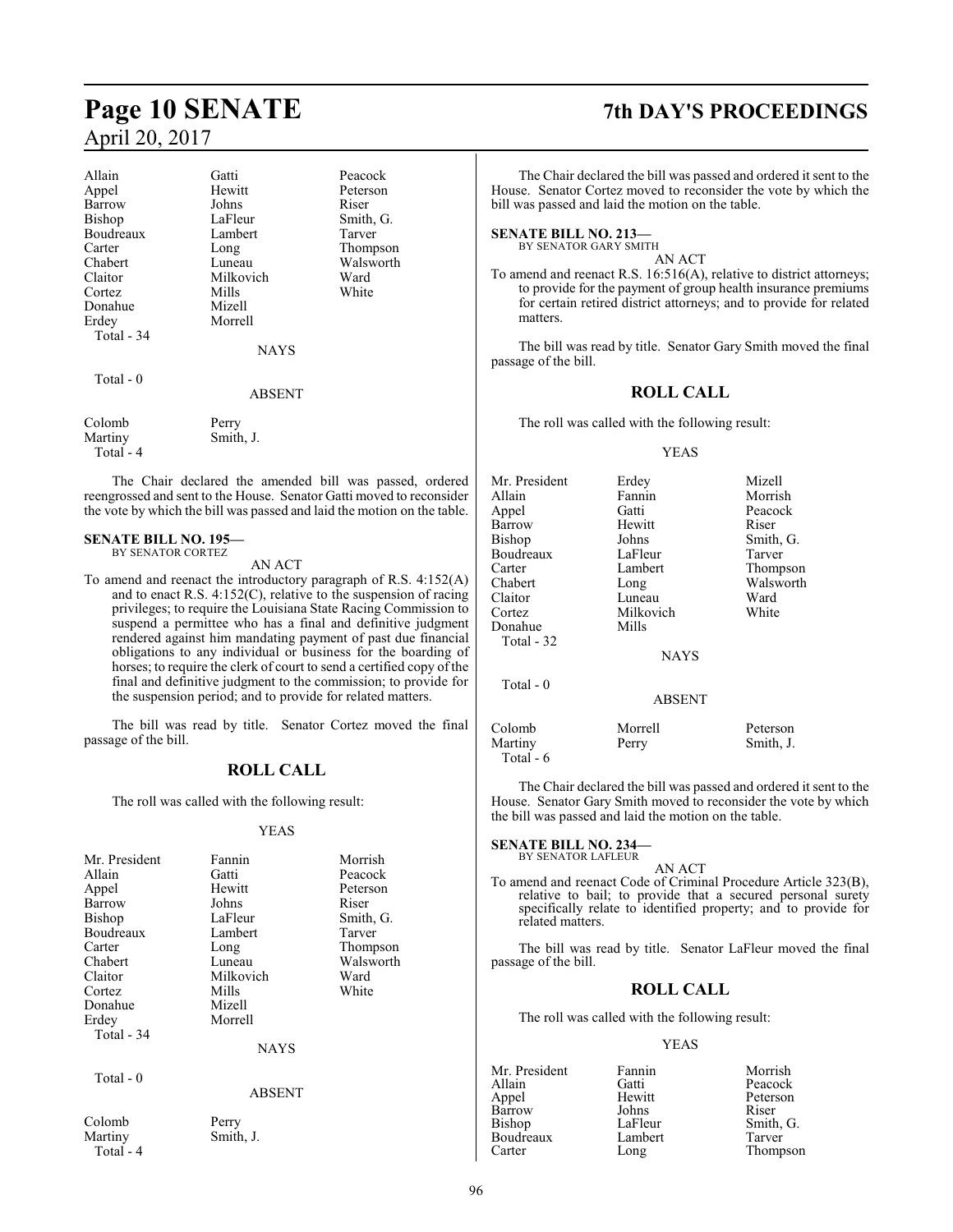| | | |
|---|---|---|
| Allain | Gatti | Peacock |
| Appel | Hewitt | Peterson |
| Barrow | Johns | Riser |
| Bishop | LaFleur | Smith, G. |
| Boudreaux | Lambert | Tarver |
| Carter | Long | Thompson |
| Chabert | Luneau | Walsworth |
| Claitor | Milkovich | Ward |
| Cortez | Mills | White |
| Donahue | Mizell | |
| Erdey | Morrell | |
| Total - 34 | | |

NAYS

Total - 0

ABSENT

| | |
|---|---|
| Colomb | Perry |
| Martiny | Smith, J. |
| Total - 4 | |

The Chair declared the amended bill was passed, ordered reengrossed and sent to the House. Senator Gatti moved to reconsider the vote by which the bill was passed and laid the motion on the table.

**SENATE BILL NO. 195—**
BY SENATOR CORTEZ

AN ACT

To amend and reenact the introductory paragraph of R.S. 4:152(A) and to enact R.S. 4:152(C), relative to the suspension of racing privileges; to require the Louisiana State Racing Commission to suspend a permittee who has a final and definitive judgment rendered against him mandating payment of past due financial obligations to any individual or business for the boarding of horses; to require the clerk of court to send a certified copy of the final and definitive judgment to the commission; to provide for the suspension period; and to provide for related matters.

The bill was read by title. Senator Cortez moved the final passage of the bill.

## ROLL CALL

The roll was called with the following result:

YEAS

| | | |
|---|---|---|
| Mr. President | Fannin | Morrish |
| Allain | Gatti | Peacock |
| Appel | Hewitt | Peterson |
| Barrow | Johns | Riser |
| Bishop | LaFleur | Smith, G. |
| Boudreaux | Lambert | Tarver |
| Carter | Long | Thompson |
| Chabert | Luneau | Walsworth |
| Claitor | Milkovich | Ward |
| Cortez | Mills | White |
| Donahue | Mizell | |
| Erdey | Morrell | |
| Total - 34 | | |

NAYS

Total - 0

ABSENT

| | |
|---|---|
| Colomb | Perry |
| Martiny | Smith, J. |
| Total - 4 | |

The Chair declared the bill was passed and ordered it sent to the House. Senator Cortez moved to reconsider the vote by which the bill was passed and laid the motion on the table.

**SENATE BILL NO. 213—**
BY SENATOR GARY SMITH

AN ACT

To amend and reenact R.S. 16:516(A), relative to district attorneys; to provide for the payment of group health insurance premiums for certain retired district attorneys; and to provide for related matters.

The bill was read by title. Senator Gary Smith moved the final passage of the bill.

## ROLL CALL

The roll was called with the following result:

YEAS

| | | |
|---|---|---|
| Mr. President | Erdey | Mizell |
| Allain | Fannin | Morrish |
| Appel | Gatti | Peacock |
| Barrow | Hewitt | Riser |
| Bishop | Johns | Smith, G. |
| Boudreaux | LaFleur | Tarver |
| Carter | Lambert | Thompson |
| Chabert | Long | Walsworth |
| Claitor | Luneau | Ward |
| Cortez | Milkovich | White |
| Donahue | Mills | |
| Total - 32 | | |

NAYS

Total - 0

ABSENT

| | | |
|---|---|---|
| Colomb | Morrell | Peterson |
| Martiny | Perry | Smith, J. |
| Total - 6 | | |

The Chair declared the bill was passed and ordered it sent to the House. Senator Gary Smith moved to reconsider the vote by which the bill was passed and laid the motion on the table.

**SENATE BILL NO. 234—**
BY SENATOR LAFLEUR

AN ACT

To amend and reenact Code of Criminal Procedure Article 323(B), relative to bail; to provide that a secured personal surety specifically relate to identified property; and to provide for related matters.

The bill was read by title. Senator LaFleur moved the final passage of the bill.

## ROLL CALL

The roll was called with the following result:

YEAS

| | | |
|---|---|---|
| Mr. President | Fannin | Morrish |
| Allain | Gatti | Peacock |
| Appel | Hewitt | Peterson |
| Barrow | Johns | Riser |
| Bishop | LaFleur | Smith, G. |
| Boudreaux | Lambert | Tarver |
| Carter | Long | Thompson |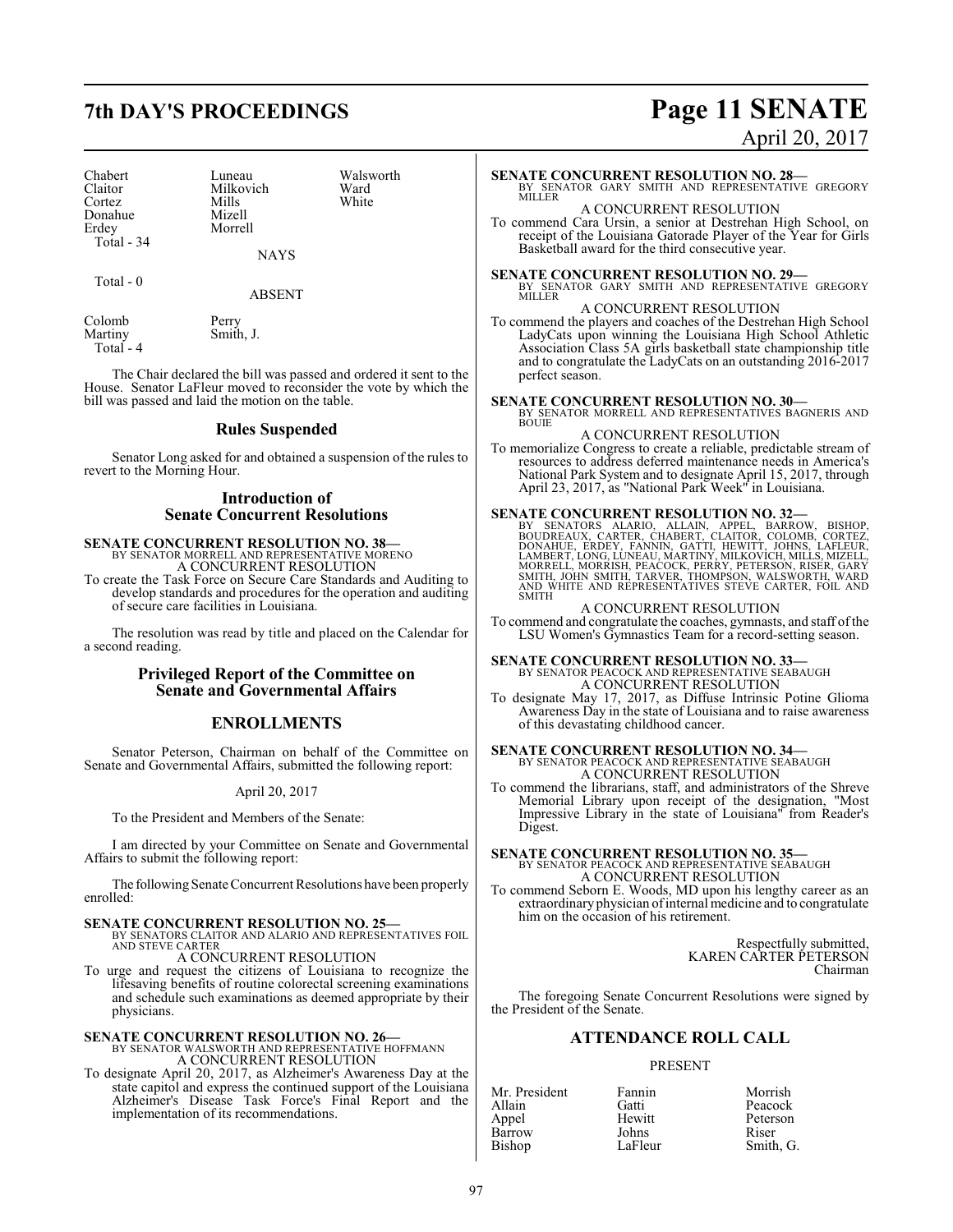| | | |
|---|---|---|
| Chabert | Luneau | Walsworth |
| Claitor | Milkovich | Ward |
| Cortez | Mills | White |
| Donahue | Mizell | |
| Erdey | Morrell | |

Total - 34

NAYS

Total - 0

ABSENT

| | |
|---|---|
| Colomb | Perry |
| Martiny | Smith, J. |

Total - 4

The Chair declared the bill was passed and ordered it sent to the House. Senator LaFleur moved to reconsider the vote by which the bill was passed and laid the motion on the table.

## Rules Suspended

Senator Long asked for and obtained a suspension of the rules to revert to the Morning Hour.

## Introduction of Senate Concurrent Resolutions

**SENATE CONCURRENT RESOLUTION NO. 38—**
BY SENATOR MORRELL AND REPRESENTATIVE MORENO
A CONCURRENT RESOLUTION

To create the Task Force on Secure Care Standards and Auditing to develop standards and procedures for the operation and auditing of secure care facilities in Louisiana.

The resolution was read by title and placed on the Calendar for a second reading.

## Privileged Report of the Committee on Senate and Governmental Affairs

## ENROLLMENTS

Senator Peterson, Chairman on behalf of the Committee on Senate and Governmental Affairs, submitted the following report:

April 20, 2017

To the President and Members of the Senate:

I am directed by your Committee on Senate and Governmental Affairs to submit the following report:

The following Senate Concurrent Resolutions have been properly enrolled:

**SENATE CONCURRENT RESOLUTION NO. 25—**
BY SENATORS CLAITOR AND ALARIO AND REPRESENTATIVES FOIL AND STEVE CARTER
A CONCURRENT RESOLUTION

To urge and request the citizens of Louisiana to recognize the lifesaving benefits of routine colorectal screening examinations and schedule such examinations as deemed appropriate by their physicians.

**SENATE CONCURRENT RESOLUTION NO. 26—**
BY SENATOR WALSWORTH AND REPRESENTATIVE HOFFMANN
A CONCURRENT RESOLUTION

To designate April 20, 2017, as Alzheimer's Awareness Day at the state capitol and express the continued support of the Louisiana Alzheimer's Disease Task Force's Final Report and the implementation of its recommendations.

**SENATE CONCURRENT RESOLUTION NO. 28—**
BY SENATOR GARY SMITH AND REPRESENTATIVE GREGORY MILLER
A CONCURRENT RESOLUTION

To commend Cara Ursin, a senior at Destrehan High School, on receipt of the Louisiana Gatorade Player of the Year for Girls Basketball award for the third consecutive year.

**SENATE CONCURRENT RESOLUTION NO. 29—**
BY SENATOR GARY SMITH AND REPRESENTATIVE GREGORY MILLER
A CONCURRENT RESOLUTION

To commend the players and coaches of the Destrehan High School LadyCats upon winning the Louisiana High School Athletic Association Class 5A girls basketball state championship title and to congratulate the LadyCats on an outstanding 2016-2017 perfect season.

**SENATE CONCURRENT RESOLUTION NO. 30—**
BY SENATOR MORRELL AND REPRESENTATIVES BAGNERIS AND BOUIE
A CONCURRENT RESOLUTION

To memorialize Congress to create a reliable, predictable stream of resources to address deferred maintenance needs in America's National Park System and to designate April 15, 2017, through April 23, 2017, as "National Park Week" in Louisiana.

**SENATE CONCURRENT RESOLUTION NO. 32—**
BY SENATORS ALARIO, ALLAIN, APPEL, BARROW, BISHOP, BOUDREAUX, CARTER, CHABERT, CLAITOR, COLOMB, CORTEZ, DONAHUE, ERDEY, FANNIN, GATTI, HEWITT, JOHNS, LAFLEUR, LAMBERT, LONG, LUNEAU, MARTINY, MILKOVICH, MILLS, MIZELL, MORRELL, MORRISH, PEACOCK, PERRY, PETERSON, RISER, GARY SMITH, JOHN SMITH, TARVER, THOMPSON, WALSWORTH, WARD AND WHITE AND REPRESENTATIVES STEVE CARTER, FOIL AND SMITH
A CONCURRENT RESOLUTION

To commend and congratulate the coaches, gymnasts, and staff of the LSU Women's Gymnastics Team for a record-setting season.

**SENATE CONCURRENT RESOLUTION NO. 33—**
BY SENATOR PEACOCK AND REPRESENTATIVE SEABAUGH
A CONCURRENT RESOLUTION

To designate May 17, 2017, as Diffuse Intrinsic Potine Glioma Awareness Day in the state of Louisiana and to raise awareness of this devastating childhood cancer.

**SENATE CONCURRENT RESOLUTION NO. 34—**
BY SENATOR PEACOCK AND REPRESENTATIVE SEABAUGH
A CONCURRENT RESOLUTION

To commend the librarians, staff, and administrators of the Shreve Memorial Library upon receipt of the designation, "Most Impressive Library in the state of Louisiana" from Reader's Digest.

**SENATE CONCURRENT RESOLUTION NO. 35—**
BY SENATOR PEACOCK AND REPRESENTATIVE SEABAUGH
A CONCURRENT RESOLUTION

To commend Seborn E. Woods, MD upon his lengthy career as an extraordinary physician of internal medicine and to congratulate him on the occasion of his retirement.

Respectfully submitted,
KAREN CARTER PETERSON
Chairman

The foregoing Senate Concurrent Resolutions were signed by the President of the Senate.

## ATTENDANCE ROLL CALL

PRESENT

| | | |
|---|---|---|
| Mr. President | Fannin | Morrish |
| Allain | Gatti | Peacock |
| Appel | Hewitt | Peterson |
| Barrow | Johns | Riser |
| Bishop | LaFleur | Smith, G. |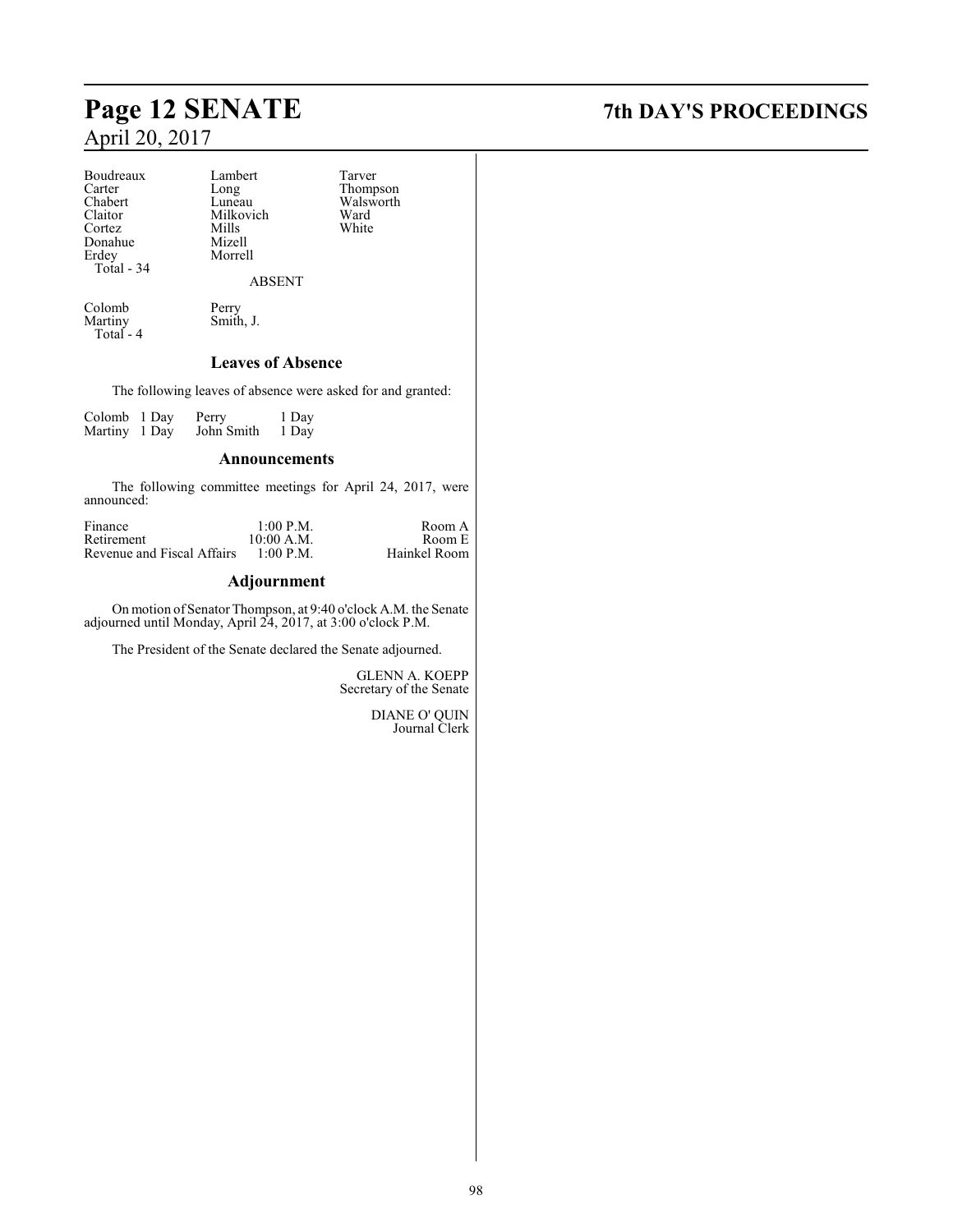| | | |
|---|---|---|
| Boudreaux | Lambert | Tarver |
| Carter | Long | Thompson |
| Chabert | Luneau | Walsworth |
| Claitor | Milkovich | Ward |
| Cortez | Mills | White |
| Donahue | Mizell | |
| Erdey | Morrell | |

Total - 34

ABSENT

| | |
|---|---|
| Colomb | Perry |
| Martiny | Smith, J. |

Total - 4

## Leaves of Absence

The following leaves of absence were asked for and granted:

| | | | |
|---|---|---|---|
| Colomb | 1 Day | Perry | 1 Day |
| Martiny | 1 Day | John Smith | 1 Day |

## Announcements

The following committee meetings for April 24, 2017, were announced:

| | | |
|---|---|---|
| Finance | 1:00 P.M. | Room A |
| Retirement | 10:00 A.M. | Room E |
| Revenue and Fiscal Affairs | 1:00 P.M. | Hainkel Room |

## Adjournment

On motion of Senator Thompson, at 9:40 o'clock A.M. the Senate adjourned until Monday, April 24, 2017, at 3:00 o'clock P.M.

The President of the Senate declared the Senate adjourned.

GLENN A. KOEPP
Secretary of the Senate

DIANE O' QUIN
Journal Clerk